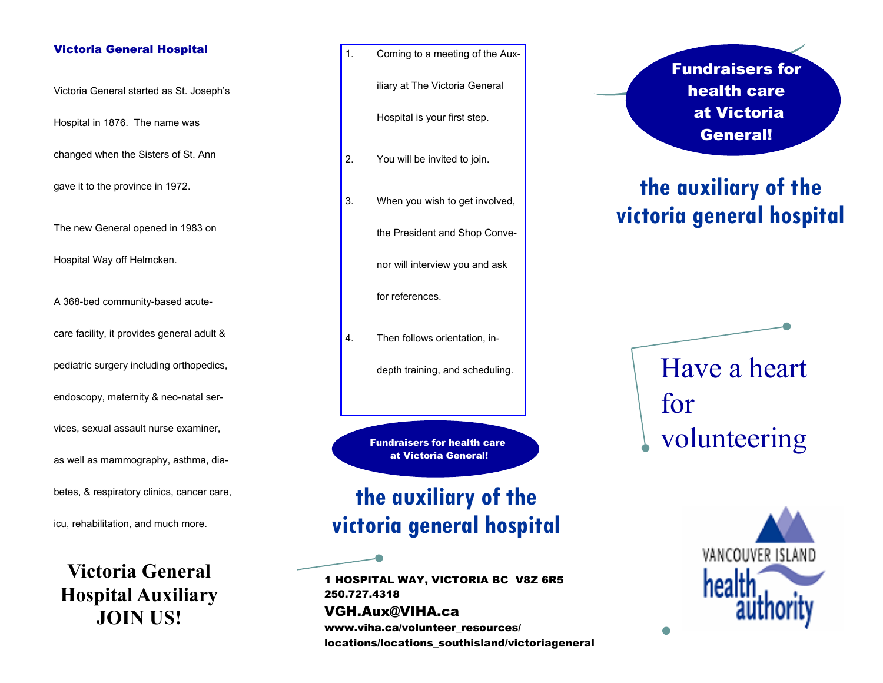## Victoria General Hospital

Victoria General started as St. Joseph's Hospital in 1876. The name was changed when the Sisters of St. Ann gave it to the province in 1972.

The new General opened in 1983 on Hospital Way off Helmcken.

A 368-bed community-based acute-care facility, it provides general adult & pediatric surgery including orthopedics, endoscopy, maternity & neo-natal services, sexual assault nurse examiner, as well as mammography, asthma, diabetes, & respiratory clinics, cancer care, icu, rehabilitation, and much more.

**Victoria General Hospital Auxiliary JOIN US!**

1. Coming to a meeting of the Auxiliary at The Victoria General Hospital is your first step.
2. You will be invited to join.
3. When you wish to get involved, the President and Shop Convenor will interview you and ask for references.
4. Then follows orientation, in-depth training, and scheduling.

**Fundraisers for health care at Victoria General!**

## the auxiliary of the victoria general hospital

**1 HOSPITAL WAY, VICTORIA BC V8Z 6R5**
**250.727.4318**
**VGH.Aux@VIHA.ca**
**www.viha.ca/volunteer_resources/locations/locations_southisland/victoriageneral**

**Fundraisers for health care at Victoria General!**

## the auxiliary of the victoria general hospital

Have a heart for volunteering

VANCOUVER ISLAND health authority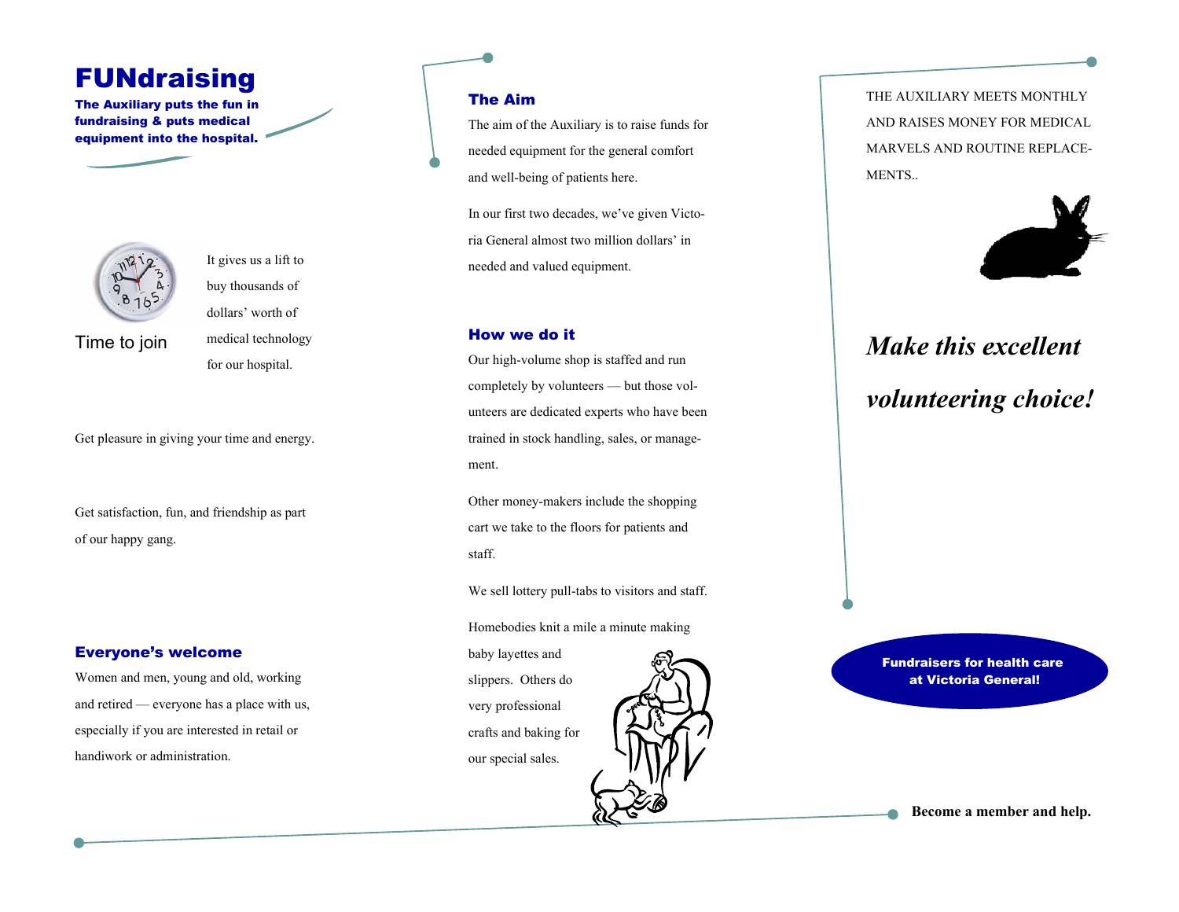# FUNdraising

**The Auxiliary puts the fun in fundraising & puts medical equipment into the hospital.**

Time to join

It gives us a lift to buy thousands of dollars' worth of medical technology for our hospital.

Get pleasure in giving your time and energy.

Get satisfaction, fun, and friendship as part of our happy gang.

## Everyone's welcome

Women and men, young and old, working and retired — everyone has a place with us, especially if you are interested in retail or handiwork or administration.

## The Aim

The aim of the Auxiliary is to raise funds for needed equipment for the general comfort and well-being of patients here.

In our first two decades, we've given Victoria General almost two million dollars' in needed and valued equipment.

## How we do it

Our high-volume shop is staffed and run completely by volunteers — but those volunteers are dedicated experts who have been trained in stock handling, sales, or management.

Other money-makers include the shopping cart we take to the floors for patients and staff.

We sell lottery pull-tabs to visitors and staff.

Homebodies knit a mile a minute making baby layettes and slippers. Others do very professional crafts and baking for our special sales.

THE AUXILIARY MEETS MONTHLY AND RAISES MONEY FOR MEDICAL MARVELS AND ROUTINE REPLACEMENTS..

***Make this excellent volunteering choice!***

**Fundraisers for health care at Victoria General!**

**Become a member and help.**